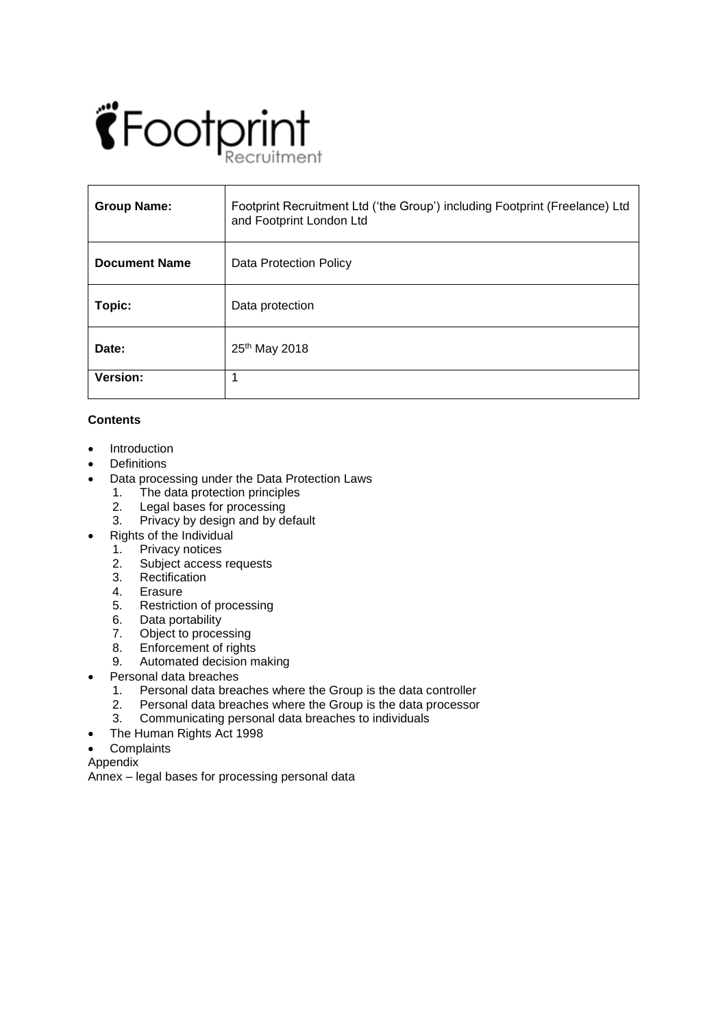Footprint Recruitment

| **Group Name:** | Footprint Recruitment Ltd ('the Group') including Footprint (Freelance) Ltd and Footprint London Ltd |
|---|---|
| **Document Name** | Data Protection Policy |
| **Topic:** | Data protection |
| **Date:** | 25th May 2018 |
| **Version:** | 1 |

**Contents**

- Introduction
- Definitions
- Data processing under the Data Protection Laws
    1. The data protection principles
    2. Legal bases for processing
    3. Privacy by design and by default
- Rights of the Individual
    1. Privacy notices
    2. Subject access requests
    3. Rectification
    4. Erasure
    5. Restriction of processing
    6. Data portability
    7. Object to processing
    8. Enforcement of rights
    9. Automated decision making
- Personal data breaches
    1. Personal data breaches where the Group is the data controller
    2. Personal data breaches where the Group is the data processor
    3. Communicating personal data breaches to individuals
- The Human Rights Act 1998
- Complaints

Appendix

Annex – legal bases for processing personal data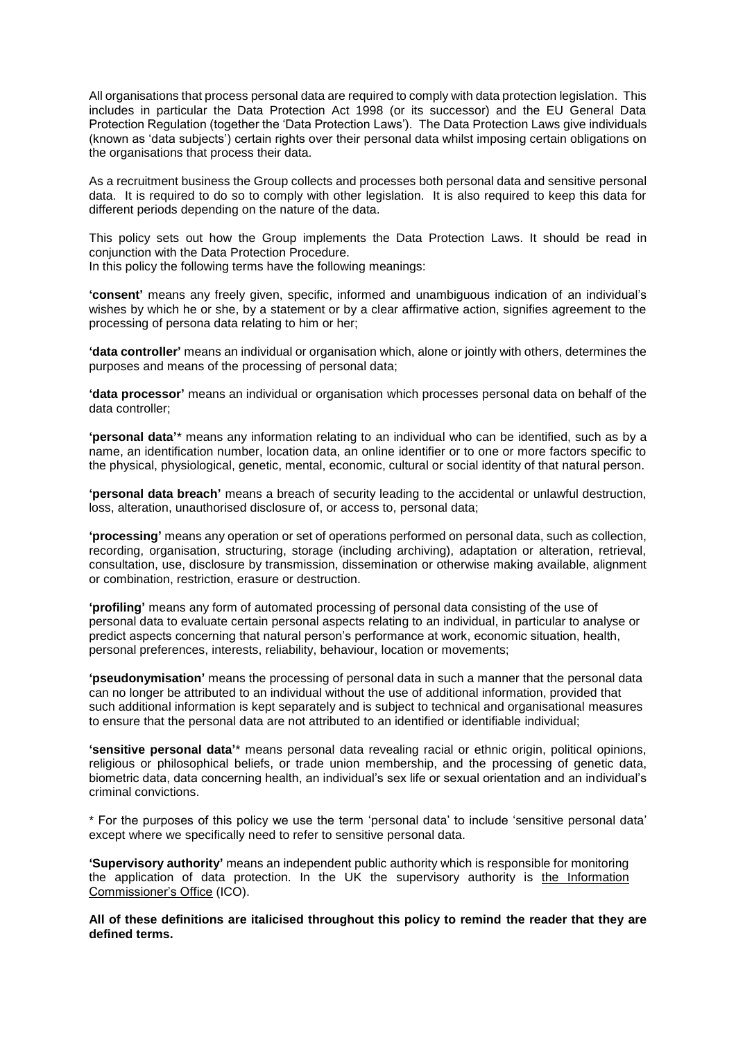All organisations that process personal data are required to comply with data protection legislation. This includes in particular the Data Protection Act 1998 (or its successor) and the EU General Data Protection Regulation (together the 'Data Protection Laws'). The Data Protection Laws give individuals (known as 'data subjects') certain rights over their personal data whilst imposing certain obligations on the organisations that process their data.

As a recruitment business the Group collects and processes both personal data and sensitive personal data. It is required to do so to comply with other legislation. It is also required to keep this data for different periods depending on the nature of the data.

This policy sets out how the Group implements the Data Protection Laws. It should be read in conjunction with the Data Protection Procedure.
In this policy the following terms have the following meanings:

**'consent'** means any freely given, specific, informed and unambiguous indication of an individual's wishes by which he or she, by a statement or by a clear affirmative action, signifies agreement to the processing of persona data relating to him or her;

**'data controller'** means an individual or organisation which, alone or jointly with others, determines the purposes and means of the processing of personal data;

**'data processor'** means an individual or organisation which processes personal data on behalf of the data controller;

**'personal data'*** means any information relating to an individual who can be identified, such as by a name, an identification number, location data, an online identifier or to one or more factors specific to the physical, physiological, genetic, mental, economic, cultural or social identity of that natural person.

**'personal data breach'** means a breach of security leading to the accidental or unlawful destruction, loss, alteration, unauthorised disclosure of, or access to, personal data;

**'processing'** means any operation or set of operations performed on personal data, such as collection, recording, organisation, structuring, storage (including archiving), adaptation or alteration, retrieval, consultation, use, disclosure by transmission, dissemination or otherwise making available, alignment or combination, restriction, erasure or destruction.

**'profiling'** means any form of automated processing of personal data consisting of the use of personal data to evaluate certain personal aspects relating to an individual, in particular to analyse or predict aspects concerning that natural person's performance at work, economic situation, health, personal preferences, interests, reliability, behaviour, location or movements;

**'pseudonymisation'** means the processing of personal data in such a manner that the personal data can no longer be attributed to an individual without the use of additional information, provided that such additional information is kept separately and is subject to technical and organisational measures to ensure that the personal data are not attributed to an identified or identifiable individual;

**'sensitive personal data'*** means personal data revealing racial or ethnic origin, political opinions, religious or philosophical beliefs, or trade union membership, and the processing of genetic data, biometric data, data concerning health, an individual's sex life or sexual orientation and an individual's criminal convictions.

* For the purposes of this policy we use the term 'personal data' to include 'sensitive personal data' except where we specifically need to refer to sensitive personal data.

**'Supervisory authority'** means an independent public authority which is responsible for monitoring the application of data protection. In the UK the supervisory authority is the Information Commissioner's Office (ICO).

**All of these definitions are italicised throughout this policy to remind the reader that they are defined terms.**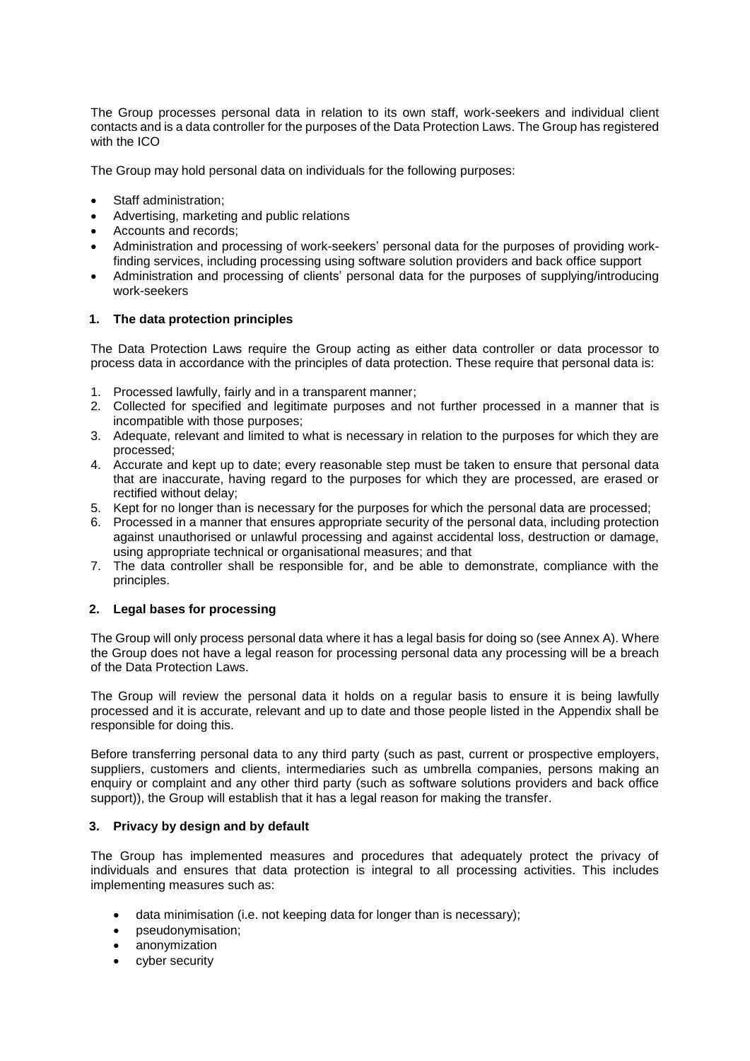The Group processes personal data in relation to its own staff, work-seekers and individual client contacts and is a data controller for the purposes of the Data Protection Laws. The Group has registered with the ICO

The Group may hold personal data on individuals for the following purposes:

- Staff administration;
- Advertising, marketing and public relations
- Accounts and records;
- Administration and processing of work-seekers' personal data for the purposes of providing work-finding services, including processing using software solution providers and back office support
- Administration and processing of clients' personal data for the purposes of supplying/introducing work-seekers

## 1. The data protection principles

The Data Protection Laws require the Group acting as either data controller or data processor to process data in accordance with the principles of data protection. These require that personal data is:

1. Processed lawfully, fairly and in a transparent manner;
2. Collected for specified and legitimate purposes and not further processed in a manner that is incompatible with those purposes;
3. Adequate, relevant and limited to what is necessary in relation to the purposes for which they are processed;
4. Accurate and kept up to date; every reasonable step must be taken to ensure that personal data that are inaccurate, having regard to the purposes for which they are processed, are erased or rectified without delay;
5. Kept for no longer than is necessary for the purposes for which the personal data are processed;
6. Processed in a manner that ensures appropriate security of the personal data, including protection against unauthorised or unlawful processing and against accidental loss, destruction or damage, using appropriate technical or organisational measures; and that
7. The data controller shall be responsible for, and be able to demonstrate, compliance with the principles.

## 2. Legal bases for processing

The Group will only process personal data where it has a legal basis for doing so (see Annex A). Where the Group does not have a legal reason for processing personal data any processing will be a breach of the Data Protection Laws.

The Group will review the personal data it holds on a regular basis to ensure it is being lawfully processed and it is accurate, relevant and up to date and those people listed in the Appendix shall be responsible for doing this.

Before transferring personal data to any third party (such as past, current or prospective employers, suppliers, customers and clients, intermediaries such as umbrella companies, persons making an enquiry or complaint and any other third party (such as software solutions providers and back office support)), the Group will establish that it has a legal reason for making the transfer.

## 3. Privacy by design and by default

The Group has implemented measures and procedures that adequately protect the privacy of individuals and ensures that data protection is integral to all processing activities. This includes implementing measures such as:

- data minimisation (i.e. not keeping data for longer than is necessary);
- pseudonymisation;
- anonymization
- cyber security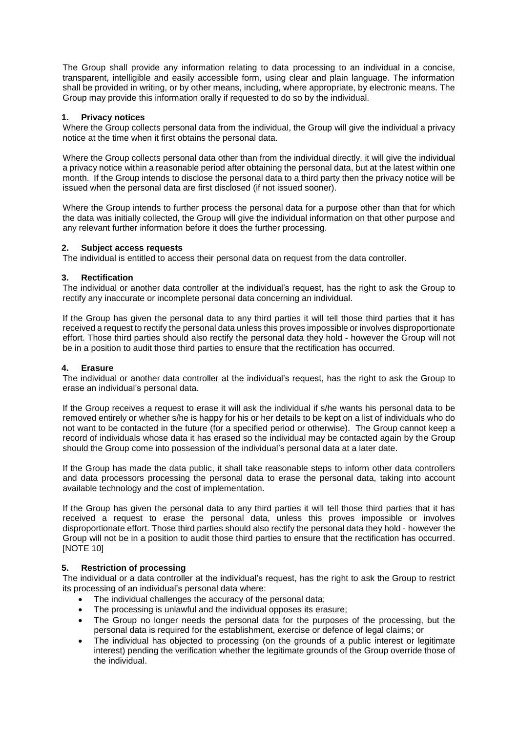The Group shall provide any information relating to data processing to an individual in a concise, transparent, intelligible and easily accessible form, using clear and plain language. The information shall be provided in writing, or by other means, including, where appropriate, by electronic means. The Group may provide this information orally if requested to do so by the individual.

### 1. Privacy notices

Where the Group collects personal data from the individual, the Group will give the individual a privacy notice at the time when it first obtains the personal data.

Where the Group collects personal data other than from the individual directly, it will give the individual a privacy notice within a reasonable period after obtaining the personal data, but at the latest within one month. If the Group intends to disclose the personal data to a third party then the privacy notice will be issued when the personal data are first disclosed (if not issued sooner).

Where the Group intends to further process the personal data for a purpose other than that for which the data was initially collected, the Group will give the individual information on that other purpose and any relevant further information before it does the further processing.

### 2. Subject access requests

The individual is entitled to access their personal data on request from the data controller.

### 3. Rectification

The individual or another data controller at the individual's request, has the right to ask the Group to rectify any inaccurate or incomplete personal data concerning an individual.

If the Group has given the personal data to any third parties it will tell those third parties that it has received a request to rectify the personal data unless this proves impossible or involves disproportionate effort. Those third parties should also rectify the personal data they hold - however the Group will not be in a position to audit those third parties to ensure that the rectification has occurred.

### 4. Erasure

The individual or another data controller at the individual's request, has the right to ask the Group to erase an individual's personal data.

If the Group receives a request to erase it will ask the individual if s/he wants his personal data to be removed entirely or whether s/he is happy for his or her details to be kept on a list of individuals who do not want to be contacted in the future (for a specified period or otherwise). The Group cannot keep a record of individuals whose data it has erased so the individual may be contacted again by the Group should the Group come into possession of the individual's personal data at a later date.

If the Group has made the data public, it shall take reasonable steps to inform other data controllers and data processors processing the personal data to erase the personal data, taking into account available technology and the cost of implementation.

If the Group has given the personal data to any third parties it will tell those third parties that it has received a request to erase the personal data, unless this proves impossible or involves disproportionate effort. Those third parties should also rectify the personal data they hold - however the Group will not be in a position to audit those third parties to ensure that the rectification has occurred. [NOTE 10]

### 5. Restriction of processing

The individual or a data controller at the individual's request, has the right to ask the Group to restrict its processing of an individual's personal data where:

- The individual challenges the accuracy of the personal data;
- The processing is unlawful and the individual opposes its erasure;
- The Group no longer needs the personal data for the purposes of the processing, but the personal data is required for the establishment, exercise or defence of legal claims; or
- The individual has objected to processing (on the grounds of a public interest or legitimate interest) pending the verification whether the legitimate grounds of the Group override those of the individual.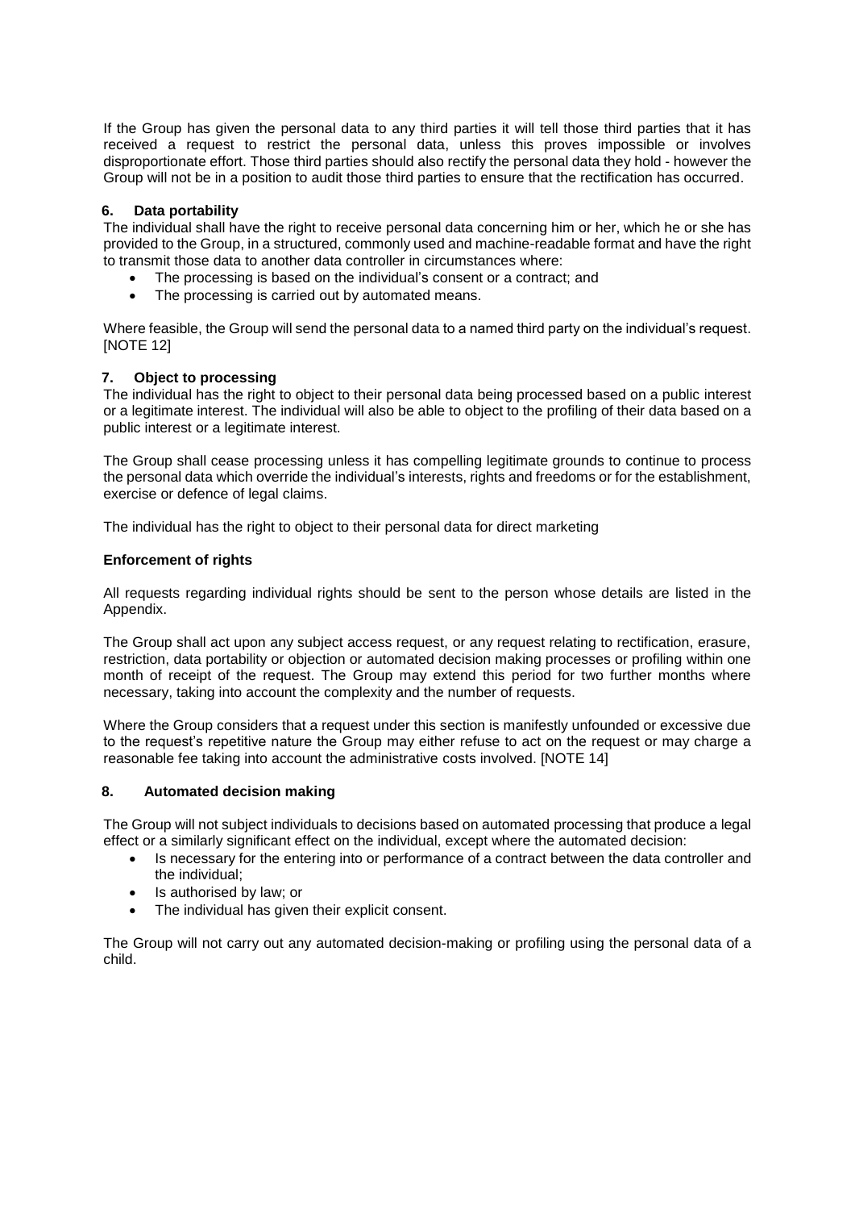If the Group has given the personal data to any third parties it will tell those third parties that it has received a request to restrict the personal data, unless this proves impossible or involves disproportionate effort. Those third parties should also rectify the personal data they hold - however the Group will not be in a position to audit those third parties to ensure that the rectification has occurred.

### 6. Data portability

The individual shall have the right to receive personal data concerning him or her, which he or she has provided to the Group, in a structured, commonly used and machine-readable format and have the right to transmit those data to another data controller in circumstances where:

- The processing is based on the individual's consent or a contract; and
- The processing is carried out by automated means.

Where feasible, the Group will send the personal data to a named third party on the individual's request. [NOTE 12]

### 7. Object to processing

The individual has the right to object to their personal data being processed based on a public interest or a legitimate interest. The individual will also be able to object to the profiling of their data based on a public interest or a legitimate interest.

The Group shall cease processing unless it has compelling legitimate grounds to continue to process the personal data which override the individual's interests, rights and freedoms or for the establishment, exercise or defence of legal claims.

The individual has the right to object to their personal data for direct marketing

### Enforcement of rights

All requests regarding individual rights should be sent to the person whose details are listed in the Appendix.

The Group shall act upon any subject access request, or any request relating to rectification, erasure, restriction, data portability or objection or automated decision making processes or profiling within one month of receipt of the request. The Group may extend this period for two further months where necessary, taking into account the complexity and the number of requests.

Where the Group considers that a request under this section is manifestly unfounded or excessive due to the request's repetitive nature the Group may either refuse to act on the request or may charge a reasonable fee taking into account the administrative costs involved. [NOTE 14]

### 8. Automated decision making

The Group will not subject individuals to decisions based on automated processing that produce a legal effect or a similarly significant effect on the individual, except where the automated decision:

- Is necessary for the entering into or performance of a contract between the data controller and the individual;
- Is authorised by law; or
- The individual has given their explicit consent.

The Group will not carry out any automated decision-making or profiling using the personal data of a child.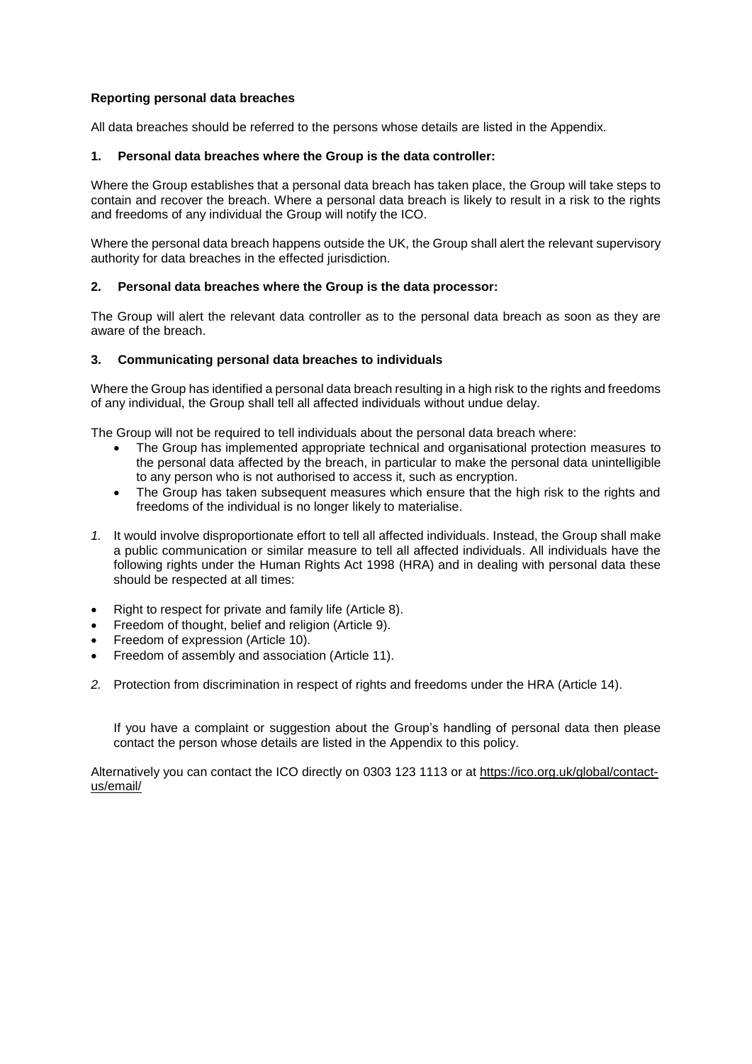**Reporting personal data breaches**

All data breaches should be referred to the persons whose details are listed in the Appendix.

**1. Personal data breaches where the Group is the data controller:**

Where the Group establishes that a personal data breach has taken place, the Group will take steps to contain and recover the breach. Where a personal data breach is likely to result in a risk to the rights and freedoms of any individual the Group will notify the ICO.

Where the personal data breach happens outside the UK, the Group shall alert the relevant supervisory authority for data breaches in the effected jurisdiction.

**2. Personal data breaches where the Group is the data processor:**

The Group will alert the relevant data controller as to the personal data breach as soon as they are aware of the breach.

**3. Communicating personal data breaches to individuals**

Where the Group has identified a personal data breach resulting in a high risk to the rights and freedoms of any individual, the Group shall tell all affected individuals without undue delay.

The Group will not be required to tell individuals about the personal data breach where:

- The Group has implemented appropriate technical and organisational protection measures to the personal data affected by the breach, in particular to make the personal data unintelligible to any person who is not authorised to access it, such as encryption.
- The Group has taken subsequent measures which ensure that the high risk to the rights and freedoms of the individual is no longer likely to materialise.

*1.* It would involve disproportionate effort to tell all affected individuals. Instead, the Group shall make a public communication or similar measure to tell all affected individuals. All individuals have the following rights under the Human Rights Act 1998 (HRA) and in dealing with personal data these should be respected at all times:

- Right to respect for private and family life (Article 8).
- Freedom of thought, belief and religion (Article 9).
- Freedom of expression (Article 10).
- Freedom of assembly and association (Article 11).

*2.* Protection from discrimination in respect of rights and freedoms under the HRA (Article 14).

If you have a complaint or suggestion about the Group's handling of personal data then please contact the person whose details are listed in the Appendix to this policy.

Alternatively you can contact the ICO directly on 0303 123 1113 or at https://ico.org.uk/global/contact-us/email/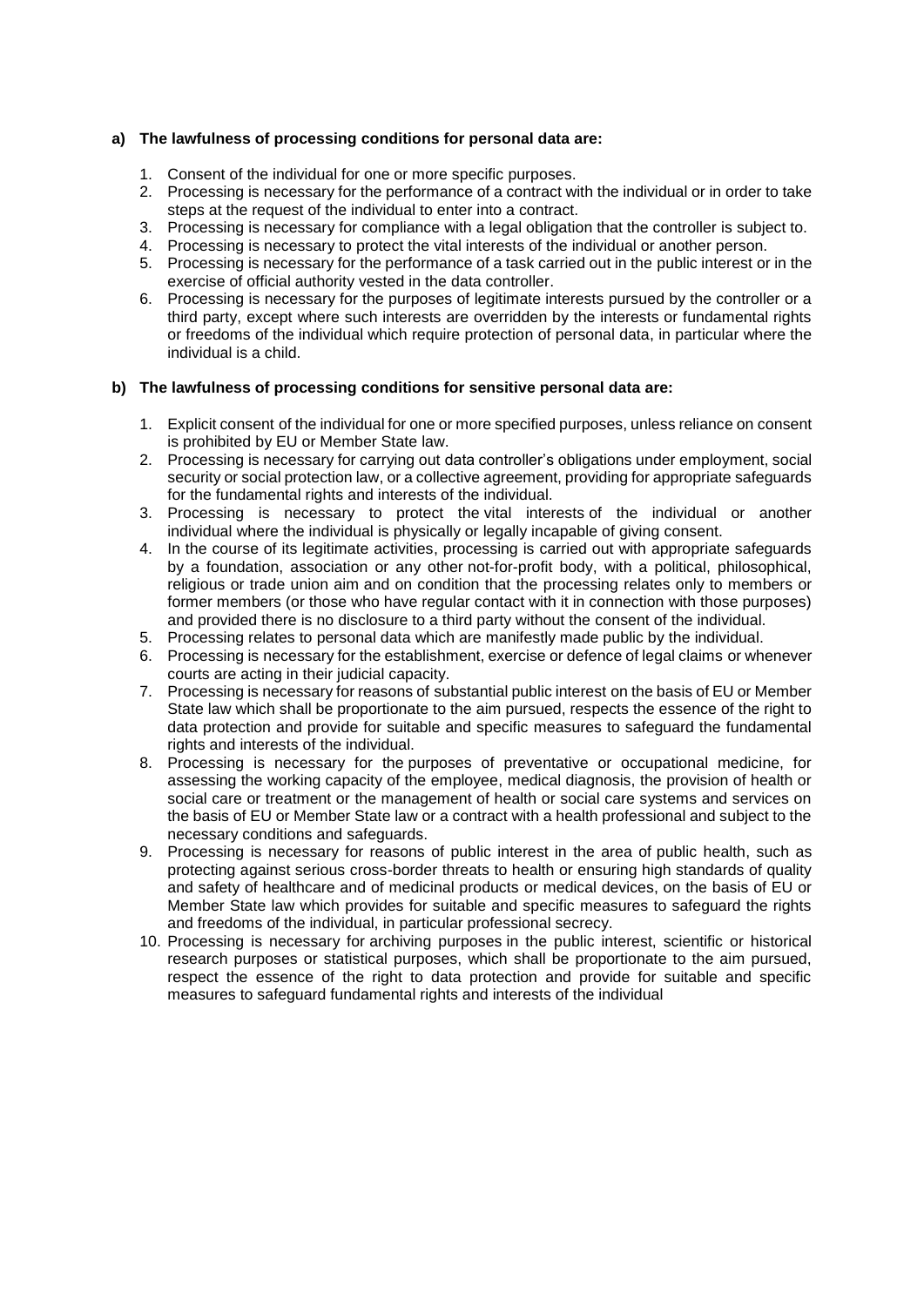**a) The lawfulness of processing conditions for personal data are:**

1. Consent of the individual for one or more specific purposes.
2. Processing is necessary for the performance of a contract with the individual or in order to take steps at the request of the individual to enter into a contract.
3. Processing is necessary for compliance with a legal obligation that the controller is subject to.
4. Processing is necessary to protect the vital interests of the individual or another person.
5. Processing is necessary for the performance of a task carried out in the public interest or in the exercise of official authority vested in the data controller.
6. Processing is necessary for the purposes of legitimate interests pursued by the controller or a third party, except where such interests are overridden by the interests or fundamental rights or freedoms of the individual which require protection of personal data, in particular where the individual is a child.

**b) The lawfulness of processing conditions for sensitive personal data are:**

1. Explicit consent of the individual for one or more specified purposes, unless reliance on consent is prohibited by EU or Member State law.
2. Processing is necessary for carrying out data controller's obligations under employment, social security or social protection law, or a collective agreement, providing for appropriate safeguards for the fundamental rights and interests of the individual.
3. Processing is necessary to protect the vital interests of the individual or another individual where the individual is physically or legally incapable of giving consent.
4. In the course of its legitimate activities, processing is carried out with appropriate safeguards by a foundation, association or any other not-for-profit body, with a political, philosophical, religious or trade union aim and on condition that the processing relates only to members or former members (or those who have regular contact with it in connection with those purposes) and provided there is no disclosure to a third party without the consent of the individual.
5. Processing relates to personal data which are manifestly made public by the individual.
6. Processing is necessary for the establishment, exercise or defence of legal claims or whenever courts are acting in their judicial capacity.
7. Processing is necessary for reasons of substantial public interest on the basis of EU or Member State law which shall be proportionate to the aim pursued, respects the essence of the right to data protection and provide for suitable and specific measures to safeguard the fundamental rights and interests of the individual.
8. Processing is necessary for the purposes of preventative or occupational medicine, for assessing the working capacity of the employee, medical diagnosis, the provision of health or social care or treatment or the management of health or social care systems and services on the basis of EU or Member State law or a contract with a health professional and subject to the necessary conditions and safeguards.
9. Processing is necessary for reasons of public interest in the area of public health, such as protecting against serious cross-border threats to health or ensuring high standards of quality and safety of healthcare and of medicinal products or medical devices, on the basis of EU or Member State law which provides for suitable and specific measures to safeguard the rights and freedoms of the individual, in particular professional secrecy.
10. Processing is necessary for archiving purposes in the public interest, scientific or historical research purposes or statistical purposes, which shall be proportionate to the aim pursued, respect the essence of the right to data protection and provide for suitable and specific measures to safeguard fundamental rights and interests of the individual